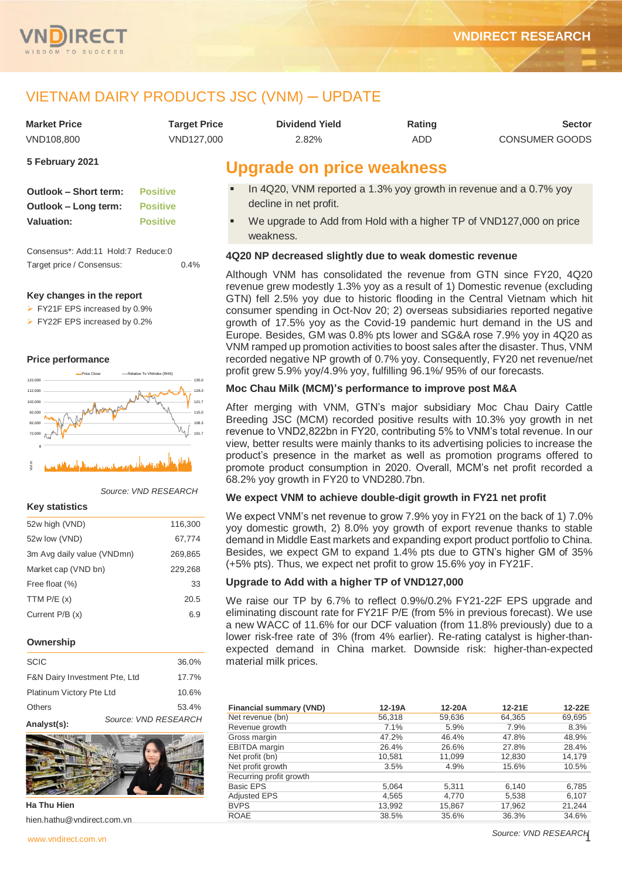# VIETNAM DAIRY PRODUCTS JSC (VNM) – UPDATE

| Market Price | Target Price | Dividend Yield | Rating | Sector |
|---|---|---|---|---|
| VND108,800 | VND127,000 | 2.82% | ADD | CONSUMER GOODS |

**5 February 2021**

| | |
|---|---|
| **Outlook – Short term:** | Positive |
| **Outlook – Long term:** | Positive |
| **Valuation:** | Positive |

Consensus*: Add:11 Hold:7 Reduce:0

Target price / Consensus: 0.4%

**Key changes in the report**

- FY21F EPS increased by 0.9%
- FY22F EPS increased by 0.2%

**Price performance**

*Source: VND RESEARCH*

**Key statistics**

| | |
|---|---|
| 52w high (VND) | 116,300 |
| 52w low (VND) | 67,774 |
| 3m Avg daily value (VNDmn) | 269,865 |
| Market cap (VND bn) | 229,268 |
| Free float (%) | 33 |
| TTM P/E (x) | 20.5 |
| Current P/B (x) | 6.9 |

**Ownership**

| | |
|---|---|
| SCIC | 36.0% |
| F&N Dairy Investment Pte, Ltd | 17.7% |
| Platinum Victory Pte Ltd | 10.6% |
| Others | 53.4% |

*Source: VND RESEARCH*

**Analyst(s):**

**Ha Thu Hien**

hien.hathu@vndirect.com.vn

## Upgrade on price weakness

- In 4Q20, VNM reported a 1.3% yoy growth in revenue and a 0.7% yoy decline in net profit.
- We upgrade to Add from Hold with a higher TP of VND127,000 on price weakness.

### 4Q20 NP decreased slightly due to weak domestic revenue

Although VNM has consolidated the revenue from GTN since FY20, 4Q20 revenue grew modestly 1.3% yoy as a result of 1) Domestic revenue (excluding GTN) fell 2.5% yoy due to historic flooding in the Central Vietnam which hit consumer spending in Oct-Nov 20; 2) overseas subsidiaries reported negative growth of 17.5% yoy as the Covid-19 pandemic hurt demand in the US and Europe. Besides, GM was 0.8% pts lower and SG&A rose 7.9% yoy in 4Q20 as VNM ramped up promotion activities to boost sales after the disaster. Thus, VNM recorded negative NP growth of 0.7% yoy. Consequently, FY20 net revenue/net profit grew 5.9% yoy/4.9% yoy, fulfilling 96.1%/ 95% of our forecasts.

### Moc Chau Milk (MCM)'s performance to improve post M&A

After merging with VNM, GTN's major subsidiary Moc Chau Dairy Cattle Breeding JSC (MCM) recorded positive results with 10.3% yoy growth in net revenue to VND2,822bn in FY20, contributing 5% to VNM's total revenue. In our view, better results were mainly thanks to its advertising policies to increase the product's presence in the market as well as promotion programs offered to promote product consumption in 2020. Overall, MCM's net profit recorded a 68.2% yoy growth in FY20 to VND280.7bn.

### We expect VNM to achieve double-digit growth in FY21 net profit

We expect VNM's net revenue to grow 7.9% yoy in FY21 on the back of 1) 7.0% yoy domestic growth, 2) 8.0% yoy growth of export revenue thanks to stable demand in Middle East markets and expanding export product portfolio to China. Besides, we expect GM to expand 1.4% pts due to GTN's higher GM of 35% (+5% pts). Thus, we expect net profit to grow 15.6% yoy in FY21F.

### Upgrade to Add with a higher TP of VND127,000

We raise our TP by 6.7% to reflect 0.9%/0.2% FY21-22F EPS upgrade and eliminating discount rate for FY21F P/E (from 5% in previous forecast). We use a new WACC of 11.6% for our DCF valuation (from 11.8% previously) due to a lower risk-free rate of 3% (from 4% earlier). Re-rating catalyst is higher-than-expected demand in China market. Downside risk: higher-than-expected material milk prices.

| Financial summary (VND) | 12-19A | 12-20A | 12-21E | 12-22E |
|---|---|---|---|---|
| Net revenue (bn) | 56,318 | 59,636 | 64,365 | 69,695 |
| Revenue growth | 7.1% | 5.9% | 7.9% | 8.3% |
| Gross margin | 47.2% | 46.4% | 47.8% | 48.9% |
| EBITDA margin | 26.4% | 26.6% | 27.8% | 28.4% |
| Net profit (bn) | 10,581 | 11,099 | 12,830 | 14,179 |
| Net profit growth | 3.5% | 4.9% | 15.6% | 10.5% |
| Recurring profit growth | | | | |
| Basic EPS | 5,064 | 5,311 | 6,140 | 6,785 |
| Adjusted EPS | 4,565 | 4,770 | 5,538 | 6,107 |
| BVPS | 13,992 | 15,867 | 17,962 | 21,244 |
| ROAE | 38.5% | 35.6% | 36.3% | 34.6% |

*Source: VND RESEARCH*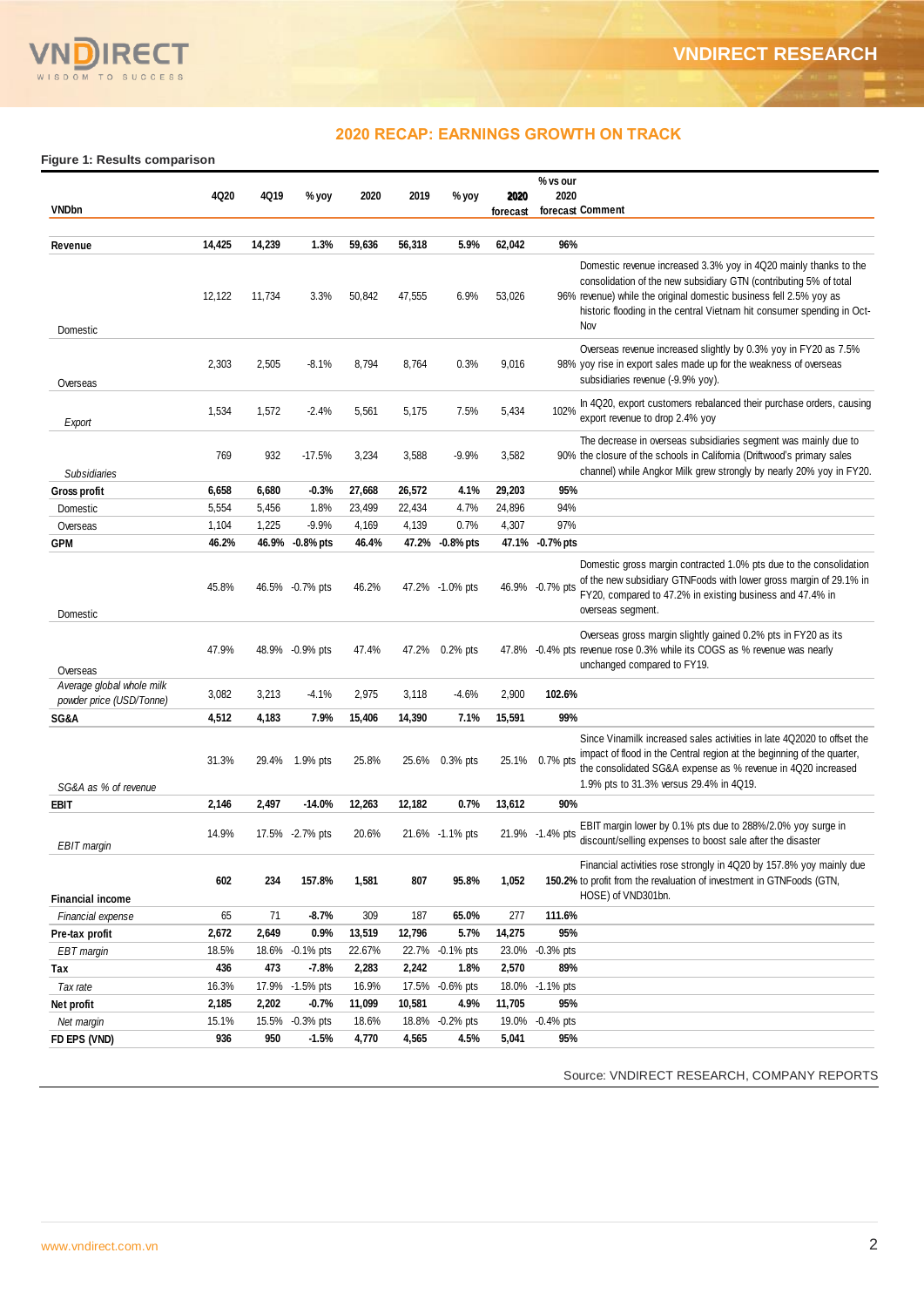## 2020 RECAP: EARNINGS GROWTH ON TRACK

**Figure 1: Results comparison**

| VNDbn | 4Q20 | 4Q19 | % yoy | 2020 | 2019 | % yoy | 2020 forecast | % vs our 2020 forecast | Comment |
|---|---|---|---|---|---|---|---|---|---|
| **Revenue** | **14,425** | **14,239** | **1.3%** | **59,636** | **56,318** | **5.9%** | **62,042** | **96%** | |
| Domestic | 12,122 | 11,734 | 3.3% | 50,842 | 47,555 | 6.9% | 53,026 | 96% | Domestic revenue increased 3.3% yoy in 4Q20 mainly thanks to the consolidation of the new subsidiary GTN (contributing 5% of total revenue) while the original domestic business fell 2.5% yoy as historic flooding in the central Vietnam hit consumer spending in Oct-Nov |
| Overseas | 2,303 | 2,505 | -8.1% | 8,794 | 8,764 | 0.3% | 9,016 | 98% | Overseas revenue increased slightly by 0.3% yoy in FY20 as 7.5% yoy rise in export sales made up for the weakness of overseas subsidiaries revenue (-9.9% yoy). |
| *Export* | 1,534 | 1,572 | -2.4% | 5,561 | 5,175 | 7.5% | 5,434 | 102% | In 4Q20, export customers rebalanced their purchase orders, causing export revenue to drop 2.4% yoy |
| *Subsidiaries* | 769 | 932 | -17.5% | 3,234 | 3,588 | -9.9% | 3,582 | 90% | The decrease in overseas subsidiaries segment was mainly due to the closure of the schools in California (Driftwood's primary sales channel) while Angkor Milk grew strongly by nearly 20% yoy in FY20. |
| **Gross profit** | **6,658** | **6,680** | **-0.3%** | **27,668** | **26,572** | **4.1%** | **29,203** | **95%** | |
| Domestic | 5,554 | 5,456 | 1.8% | 23,499 | 22,434 | 4.7% | 24,896 | 94% | |
| Overseas | 1,104 | 1,225 | -9.9% | 4,169 | 4,139 | 0.7% | 4,307 | 97% | |
| **GPM** | **46.2%** | **46.9%** | **-0.8% pts** | **46.4%** | **47.2%** | **-0.8% pts** | **47.1%** | **-0.7% pts** | |
| Domestic | 45.8% | 46.5% | -0.7% pts | 46.2% | 47.2% | -1.0% pts | 46.9% | -0.7% pts | Domestic gross margin contracted 1.0% pts due to the consolidation of the new subsidiary GTNFoods with lower gross margin of 29.1% in FY20, compared to 47.2% in existing business and 47.4% in overseas segment. |
| Overseas | 47.9% | 48.9% | -0.9% pts | 47.4% | 47.2% | 0.2% pts | 47.8% | -0.4% pts | Overseas gross margin slightly gained 0.2% pts in FY20 as its revenue rose 0.3% while its COGS as % revenue was nearly unchanged compared to FY19. |
| *Average global whole milk powder price (USD/Tonne)* | 3,082 | 3,213 | -4.1% | 2,975 | 3,118 | -4.6% | 2,900 | **102.6%** | |
| **SG&A** | **4,512** | **4,183** | **7.9%** | **15,406** | **14,390** | **7.1%** | **15,591** | **99%** | |
| *SG&A as % of revenue* | 31.3% | 29.4% | 1.9% pts | 25.8% | 25.6% | 0.3% pts | 25.1% | 0.7% pts | Since Vinamilk increased sales activities in late 4Q2020 to offset the impact of flood in the Central region at the beginning of the quarter, the consolidated SG&A expense as % revenue in 4Q20 increased 1.9% pts to 31.3% versus 29.4% in 4Q19. |
| **EBIT** | **2,146** | **2,497** | **-14.0%** | **12,263** | **12,182** | **0.7%** | **13,612** | **90%** | |
| *EBIT margin* | 14.9% | 17.5% | -2.7% pts | 20.6% | 21.6% | -1.1% pts | 21.9% | -1.4% pts | EBIT margin lower by 0.1% pts due to 288%/2.0% yoy surge in discount/selling expenses to boost sale after the disaster |
| **Financial income** | **602** | **234** | **157.8%** | **1,581** | **807** | **95.8%** | **1,052** | **150.2%** | Financial activities rose strongly in 4Q20 by 157.8% yoy mainly due to profit from the revaluation of investment in GTNFoods (GTN, HOSE) of VND301bn. |
| *Financial expense* | 65 | 71 | **-8.7%** | 309 | 187 | **65.0%** | 277 | **111.6%** | |
| **Pre-tax profit** | **2,672** | **2,649** | **0.9%** | **13,519** | **12,796** | **5.7%** | **14,275** | **95%** | |
| *EBT margin* | 18.5% | 18.6% | -0.1% pts | 22.67% | 22.7% | -0.1% pts | 23.0% | -0.3% pts | |
| **Tax** | **436** | **473** | **-7.8%** | **2,283** | **2,242** | **1.8%** | **2,570** | **89%** | |
| *Tax rate* | 16.3% | 17.9% | -1.5% pts | 16.9% | 17.5% | -0.6% pts | 18.0% | -1.1% pts | |
| **Net profit** | **2,185** | **2,202** | **-0.7%** | **11,099** | **10,581** | **4.9%** | **11,705** | **95%** | |
| *Net margin* | 15.1% | 15.5% | -0.3% pts | 18.6% | 18.8% | -0.2% pts | 19.0% | -0.4% pts | |
| **FD EPS (VND)** | **936** | **950** | **-1.5%** | **4,770** | **4,565** | **4.5%** | **5,041** | **95%** | |

Source: VNDIRECT RESEARCH, COMPANY REPORTS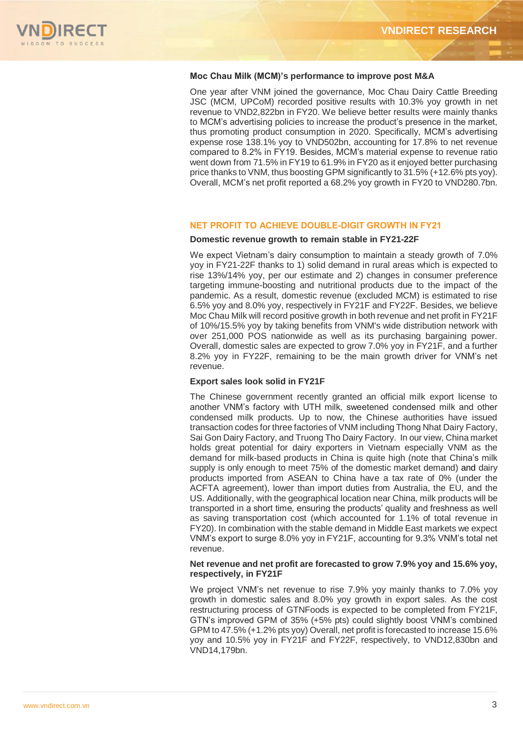**Moc Chau Milk (MCM)'s performance to improve post M&A**

One year after VNM joined the governance, Moc Chau Dairy Cattle Breeding JSC (MCM, UPCoM) recorded positive results with 10.3% yoy growth in net revenue to VND2,822bn in FY20. We believe better results were mainly thanks to MCM's advertising policies to increase the product's presence in the market, thus promoting product consumption in 2020. Specifically, MCM's advertising expense rose 138.1% yoy to VND502bn, accounting for 17.8% to net revenue compared to 8.2% in FY19. Besides, MCM's material expense to revenue ratio went down from 71.5% in FY19 to 61.9% in FY20 as it enjoyed better purchasing price thanks to VNM, thus boosting GPM significantly to 31.5% (+12.6% pts yoy). Overall, MCM's net profit reported a 68.2% yoy growth in FY20 to VND280.7bn.

## NET PROFIT TO ACHIEVE DOUBLE-DIGIT GROWTH IN FY21

**Domestic revenue growth to remain stable in FY21-22F**

We expect Vietnam's dairy consumption to maintain a steady growth of 7.0% yoy in FY21-22F thanks to 1) solid demand in rural areas which is expected to rise 13%/14% yoy, per our estimate and 2) changes in consumer preference targeting immune-boosting and nutritional products due to the impact of the pandemic. As a result, domestic revenue (excluded MCM) is estimated to rise 6.5% yoy and 8.0% yoy, respectively in FY21F and FY22F. Besides, we believe Moc Chau Milk will record positive growth in both revenue and net profit in FY21F of 10%/15.5% yoy by taking benefits from VNM's wide distribution network with over 251,000 POS nationwide as well as its purchasing bargaining power. Overall, domestic sales are expected to grow 7.0% yoy in FY21F, and a further 8.2% yoy in FY22F, remaining to be the main growth driver for VNM's net revenue.

**Export sales look solid in FY21F**

The Chinese government recently granted an official milk export license to another VNM's factory with UTH milk, sweetened condensed milk and other condensed milk products. Up to now, the Chinese authorities have issued transaction codes for three factories of VNM including Thong Nhat Dairy Factory, Sai Gon Dairy Factory, and Truong Tho Dairy Factory. In our view, China market holds great potential for dairy exporters in Vietnam especially VNM as the demand for milk-based products in China is quite high (note that China's milk supply is only enough to meet 75% of the domestic market demand) and dairy products imported from ASEAN to China have a tax rate of 0% (under the ACFTA agreement), lower than import duties from Australia, the EU, and the US. Additionally, with the geographical location near China, milk products will be transported in a short time, ensuring the products' quality and freshness as well as saving transportation cost (which accounted for 1.1% of total revenue in FY20). In combination with the stable demand in Middle East markets we expect VNM's export to surge 8.0% yoy in FY21F, accounting for 9.3% VNM's total net revenue.

**Net revenue and net profit are forecasted to grow 7.9% yoy and 15.6% yoy, respectively, in FY21F**

We project VNM's net revenue to rise 7.9% yoy mainly thanks to 7.0% yoy growth in domestic sales and 8.0% yoy growth in export sales. As the cost restructuring process of GTNFoods is expected to be completed from FY21F, GTN's improved GPM of 35% (+5% pts) could slightly boost VNM's combined GPM to 47.5% (+1.2% pts yoy) Overall, net profit is forecasted to increase 15.6% yoy and 10.5% yoy in FY21F and FY22F, respectively, to VND12,830bn and VND14,179bn.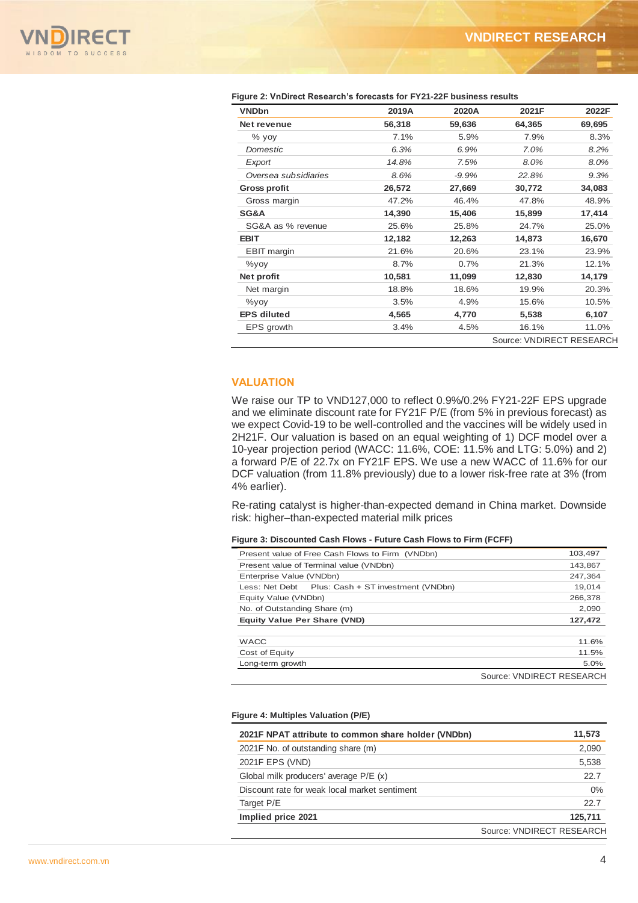**Figure 2: VnDirect Research's forecasts for FY21-22F business results**

| VNDbn | 2019A | 2020A | 2021F | 2022F |
|---|---|---|---|---|
| **Net revenue** | **56,318** | **59,636** | **64,365** | **69,695** |
| % yoy | 7.1% | 5.9% | 7.9% | 8.3% |
| *Domestic* | *6.3%* | *6.9%* | *7.0%* | *8.2%* |
| *Export* | *14.8%* | *7.5%* | *8.0%* | *8.0%* |
| *Oversea subsidiaries* | *8.6%* | *-9.9%* | *22.8%* | *9.3%* |
| **Gross profit** | **26,572** | **27,669** | **30,772** | **34,083** |
| Gross margin | 47.2% | 46.4% | 47.8% | 48.9% |
| **SG&A** | **14,390** | **15,406** | **15,899** | **17,414** |
| SG&A as % revenue | 25.6% | 25.8% | 24.7% | 25.0% |
| **EBIT** | **12,182** | **12,263** | **14,873** | **16,670** |
| EBIT margin | 21.6% | 20.6% | 23.1% | 23.9% |
| %yoy | 8.7% | 0.7% | 21.3% | 12.1% |
| **Net profit** | **10,581** | **11,099** | **12,830** | **14,179** |
| Net margin | 18.8% | 18.6% | 19.9% | 20.3% |
| %yoy | 3.5% | 4.9% | 15.6% | 10.5% |
| **EPS diluted** | **4,565** | **4,770** | **5,538** | **6,107** |
| EPS growth | 3.4% | 4.5% | 16.1% | 11.0% |

Source: VNDIRECT RESEARCH

## VALUATION

We raise our TP to VND127,000 to reflect 0.9%/0.2% FY21-22F EPS upgrade and we eliminate discount rate for FY21F P/E (from 5% in previous forecast) as we expect Covid-19 to be well-controlled and the vaccines will be widely used in 2H21F. Our valuation is based on an equal weighting of 1) DCF model over a 10-year projection period (WACC: 11.6%, COE: 11.5% and LTG: 5.0%) and 2) a forward P/E of 22.7x on FY21F EPS. We use a new WACC of 11.6% for our DCF valuation (from 11.8% previously) due to a lower risk-free rate at 3% (from 4% earlier).

Re-rating catalyst is higher-than-expected demand in China market. Downside risk: higher–than-expected material milk prices

**Figure 3: Discounted Cash Flows - Future Cash Flows to Firm (FCFF)**

| | |
|---|---|
| Present value of Free Cash Flows to Firm (VNDbn) | 103,497 |
| Present value of Terminal value (VNDbn) | 143,867 |
| Enterprise Value (VNDbn) | 247,364 |
| Less: Net Debt Plus: Cash + ST investment (VNDbn) | 19,014 |
| Equity Value (VNDbn) | 266,378 |
| No. of Outstanding Share (m) | 2,090 |
| **Equity Value Per Share (VND)** | **127,472** |
| | |
| WACC | 11.6% |
| Cost of Equity | 11.5% |
| Long-term growth | 5.0% |

Source: VNDIRECT RESEARCH

**Figure 4: Multiples Valuation (P/E)**

| | |
|---|---|
| **2021F NPAT attribute to common share holder (VNDbn)** | **11,573** |
| 2021F No. of outstanding share (m) | 2,090 |
| 2021F EPS (VND) | 5,538 |
| Global milk producers' average P/E (x) | 22.7 |
| Discount rate for weak local market sentiment | 0% |
| Target P/E | 22.7 |
| **Implied price 2021** | **125,711** |

Source: VNDIRECT RESEARCH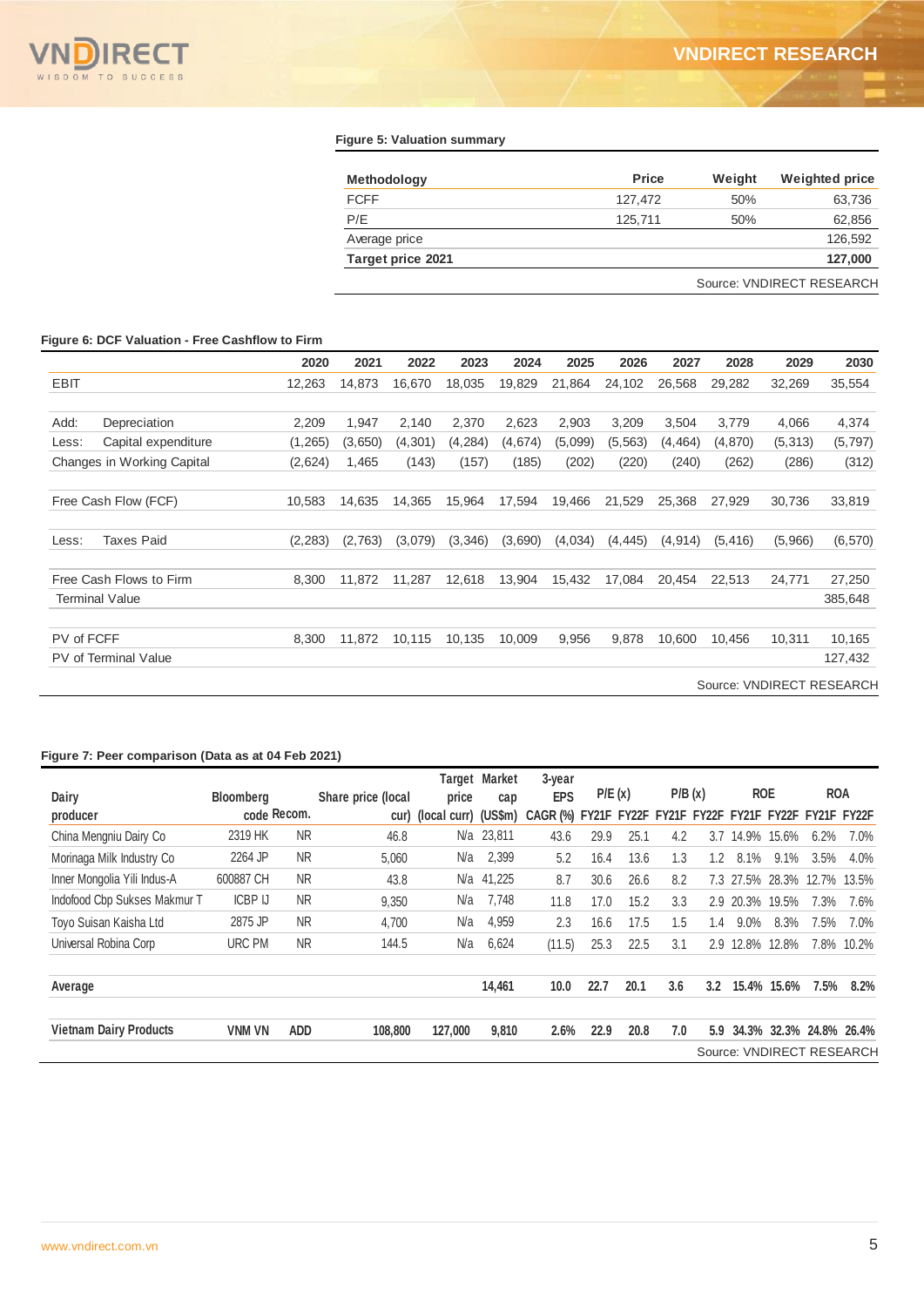**Figure 5: Valuation summary**

| Methodology | Price | Weight | Weighted price |
|---|---|---|---|
| FCFF | 127,472 | 50% | 63,736 |
| P/E | 125,711 | 50% | 62,856 |
| Average price | | | 126,592 |
| **Target price 2021** | | | **127,000** |

Source: VNDIRECT RESEARCH

**Figure 6: DCF Valuation - Free Cashflow to Firm**

| | 2020 | 2021 | 2022 | 2023 | 2024 | 2025 | 2026 | 2027 | 2028 | 2029 | 2030 |
|---|---|---|---|---|---|---|---|---|---|---|---|
| EBIT | 12,263 | 14,873 | 16,670 | 18,035 | 19,829 | 21,864 | 24,102 | 26,568 | 29,282 | 32,269 | 35,554 |
| Add: Depreciation | 2,209 | 1,947 | 2,140 | 2,370 | 2,623 | 2,903 | 3,209 | 3,504 | 3,779 | 4,066 | 4,374 |
| Less: Capital expenditure | (1,265) | (3,650) | (4,301) | (4,284) | (4,674) | (5,099) | (5,563) | (4,464) | (4,870) | (5,313) | (5,797) |
| Changes in Working Capital | (2,624) | 1,465 | (143) | (157) | (185) | (202) | (220) | (240) | (262) | (286) | (312) |
| Free Cash Flow (FCF) | 10,583 | 14,635 | 14,365 | 15,964 | 17,594 | 19,466 | 21,529 | 25,368 | 27,929 | 30,736 | 33,819 |
| Less: Taxes Paid | (2,283) | (2,763) | (3,079) | (3,346) | (3,690) | (4,034) | (4,445) | (4,914) | (5,416) | (5,966) | (6,570) |
| Free Cash Flows to Firm | 8,300 | 11,872 | 11,287 | 12,618 | 13,904 | 15,432 | 17,084 | 20,454 | 22,513 | 24,771 | 27,250 |
| Terminal Value | | | | | | | | | | | 385,648 |
| PV of FCFF | 8,300 | 11,872 | 10,115 | 10,135 | 10,009 | 9,956 | 9,878 | 10,600 | 10,456 | 10,311 | 10,165 |
| PV of Terminal Value | | | | | | | | | | | 127,432 |

Source: VNDIRECT RESEARCH

**Figure 7: Peer comparison (Data as at 04 Feb 2021)**

| Dairy producer | Bloomberg code | Recom. | Share price (local cur) | Target price (local curr) | Market cap (US$m) | 3-year EPS CAGR (%) | P/E (x) FY21F | P/E (x) FY22F | P/B (x) FY21F | P/B (x) FY22F | ROE FY21F | ROE FY22F | ROA FY21F | ROA FY22F |
|---|---|---|---|---|---|---|---|---|---|---|---|---|---|---|
| China Mengniu Dairy Co | 2319 HK | NR | 46.8 | N/a | 23,811 | 43.6 | 29.9 | 25.1 | 4.2 | 3.7 | 14.9% | 15.6% | 6.2% | 7.0% |
| Morinaga Milk Industry Co | 2264 JP | NR | 5,060 | N/a | 2,399 | 5.2 | 16.4 | 13.6 | 1.3 | 1.2 | 8.1% | 9.1% | 3.5% | 4.0% |
| Inner Mongolia Yili Indus-A | 600887 CH | NR | 43.8 | N/a | 41,225 | 8.7 | 30.6 | 26.6 | 8.2 | 7.3 | 27.5% | 28.3% | 12.7% | 13.5% |
| Indofood Cbp Sukses Makmur T | ICBP IJ | NR | 9,350 | N/a | 7,748 | 11.8 | 17.0 | 15.2 | 3.3 | 2.9 | 20.3% | 19.5% | 7.3% | 7.6% |
| Toyo Suisan Kaisha Ltd | 2875 JP | NR | 4,700 | N/a | 4,959 | 2.3 | 16.6 | 17.5 | 1.5 | 1.4 | 9.0% | 8.3% | 7.5% | 7.0% |
| Universal Robina Corp | URC PM | NR | 144.5 | N/a | 6,624 | (11.5) | 25.3 | 22.5 | 3.1 | 2.9 | 12.8% | 12.8% | 7.8% | 10.2% |
| **Average** | | | | | **14,461** | **10.0** | **22.7** | **20.1** | **3.6** | **3.2** | **15.4%** | **15.6%** | **7.5%** | **8.2%** |
| **Vietnam Dairy Products** | **VNM VN** | **ADD** | **108,800** | **127,000** | **9,810** | **2.6%** | **22.9** | **20.8** | **7.0** | **5.9** | **34.3%** | **32.3%** | **24.8%** | **26.4%** |

Source: VNDIRECT RESEARCH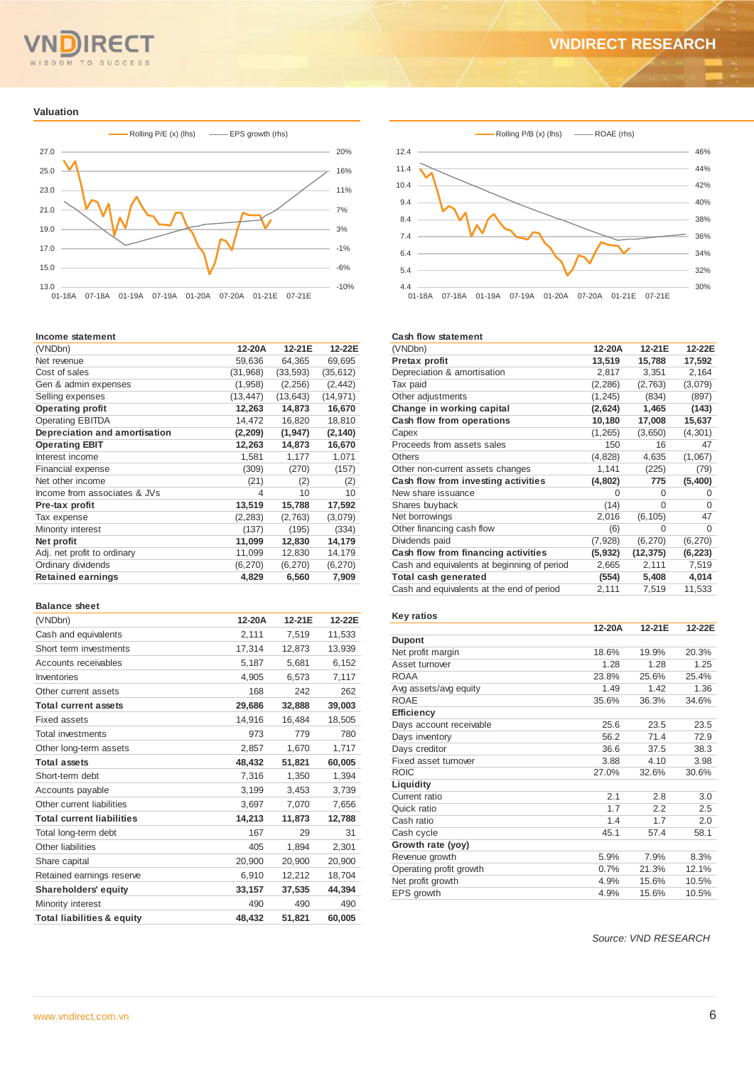## Valuation

Rolling P/E (x) (lhs) — EPS growth (rhs)

Rolling P/B (x) (lhs) — ROAE (rhs)

### Income statement

| (VNDbn) | 12-20A | 12-21E | 12-22E |
|---|---|---|---|
| Net revenue | 59,636 | 64,365 | 69,695 |
| Cost of sales | (31,968) | (33,593) | (35,612) |
| Gen & admin expenses | (1,958) | (2,256) | (2,442) |
| Selling expenses | (13,447) | (13,643) | (14,971) |
| **Operating profit** | **12,263** | **14,873** | **16,670** |
| Operating EBITDA | 14,472 | 16,820 | 18,810 |
| **Depreciation and amortisation** | **(2,209)** | **(1,947)** | **(2,140)** |
| **Operating EBIT** | **12,263** | **14,873** | **16,670** |
| Interest income | 1,581 | 1,177 | 1,071 |
| Financial expense | (309) | (270) | (157) |
| Net other income | (21) | (2) | (2) |
| Income from associates & JVs | 4 | 10 | 10 |
| **Pre-tax profit** | **13,519** | **15,788** | **17,592** |
| Tax expense | (2,283) | (2,763) | (3,079) |
| Minority interest | (137) | (195) | (334) |
| **Net profit** | **11,099** | **12,830** | **14,179** |
| Adj. net profit to ordinary | 11,099 | 12,830 | 14,179 |
| Ordinary dividends | (6,270) | (6,270) | (6,270) |
| **Retained earnings** | **4,829** | **6,560** | **7,909** |

### Balance sheet

| (VNDbn) | 12-20A | 12-21E | 12-22E |
|---|---|---|---|
| Cash and equivalents | 2,111 | 7,519 | 11,533 |
| Short term investments | 17,314 | 12,873 | 13,939 |
| Accounts receivables | 5,187 | 5,681 | 6,152 |
| Inventories | 4,905 | 6,573 | 7,117 |
| Other current assets | 168 | 242 | 262 |
| **Total current assets** | **29,686** | **32,888** | **39,003** |
| Fixed assets | 14,916 | 16,484 | 18,505 |
| Total investments | 973 | 779 | 780 |
| Other long-term assets | 2,857 | 1,670 | 1,717 |
| **Total assets** | **48,432** | **51,821** | **60,005** |
| Short-term debt | 7,316 | 1,350 | 1,394 |
| Accounts payable | 3,199 | 3,453 | 3,739 |
| Other current liabilities | 3,697 | 7,070 | 7,656 |
| **Total current liabilities** | **14,213** | **11,873** | **12,788** |
| Total long-term debt | 167 | 29 | 31 |
| Other liabilities | 405 | 1,894 | 2,301 |
| Share capital | 20,900 | 20,900 | 20,900 |
| Retained earnings reserve | 6,910 | 12,212 | 18,704 |
| **Shareholders' equity** | **33,157** | **37,535** | **44,394** |
| Minority interest | 490 | 490 | 490 |
| **Total liabilities & equity** | **48,432** | **51,821** | **60,005** |

### Cash flow statement

| (VNDbn) | 12-20A | 12-21E | 12-22E |
|---|---|---|---|
| **Pretax profit** | **13,519** | **15,788** | **17,592** |
| Depreciation & amortisation | 2,817 | 3,351 | 2,164 |
| Tax paid | (2,286) | (2,763) | (3,079) |
| Other adjustments | (1,245) | (834) | (897) |
| **Change in working capital** | **(2,624)** | **1,465** | **(143)** |
| **Cash flow from operations** | **10,180** | **17,008** | **15,637** |
| Capex | (1,265) | (3,650) | (4,301) |
| Proceeds from assets sales | 150 | 16 | 47 |
| Others | (4,828) | 4,635 | (1,067) |
| Other non-current assets changes | 1,141 | (225) | (79) |
| **Cash flow from investing activities** | **(4,802)** | **775** | **(5,400)** |
| New share issuance | 0 | 0 | 0 |
| Shares buyback | (14) | 0 | 0 |
| Net borrowings | 2,016 | (6,105) | 47 |
| Other financing cash flow | (6) | 0 | 0 |
| Dividends paid | (7,928) | (6,270) | (6,270) |
| **Cash flow from financing activities** | **(5,932)** | **(12,375)** | **(6,223)** |
| Cash and equivalents at beginning of period | 2,665 | 2,111 | 7,519 |
| **Total cash generated** | **(554)** | **5,408** | **4,014** |
| Cash and equivalents at the end of period | 2,111 | 7,519 | 11,533 |

### Key ratios

| | 12-20A | 12-21E | 12-22E |
|---|---|---|---|
| **Dupont** | | | |
| Net profit margin | 18.6% | 19.9% | 20.3% |
| Asset turnover | 1.28 | 1.28 | 1.25 |
| ROAA | 23.8% | 25.6% | 25.4% |
| Avg assets/avg equity | 1.49 | 1.42 | 1.36 |
| ROAE | 35.6% | 36.3% | 34.6% |
| **Efficiency** | | | |
| Days account receivable | 25.6 | 23.5 | 23.5 |
| Days inventory | 56.2 | 71.4 | 72.9 |
| Days creditor | 36.6 | 37.5 | 38.3 |
| Fixed asset turnover | 3.88 | 4.10 | 3.98 |
| ROIC | 27.0% | 32.6% | 30.6% |
| **Liquidity** | | | |
| Current ratio | 2.1 | 2.8 | 3.0 |
| Quick ratio | 1.7 | 2.2 | 2.5 |
| Cash ratio | 1.4 | 1.7 | 2.0 |
| Cash cycle | 45.1 | 57.4 | 58.1 |
| **Growth rate (yoy)** | | | |
| Revenue growth | 5.9% | 7.9% | 8.3% |
| Operating profit growth | 0.7% | 21.3% | 12.1% |
| Net profit growth | 4.9% | 15.6% | 10.5% |
| EPS growth | 4.9% | 15.6% | 10.5% |

*Source: VND RESEARCH*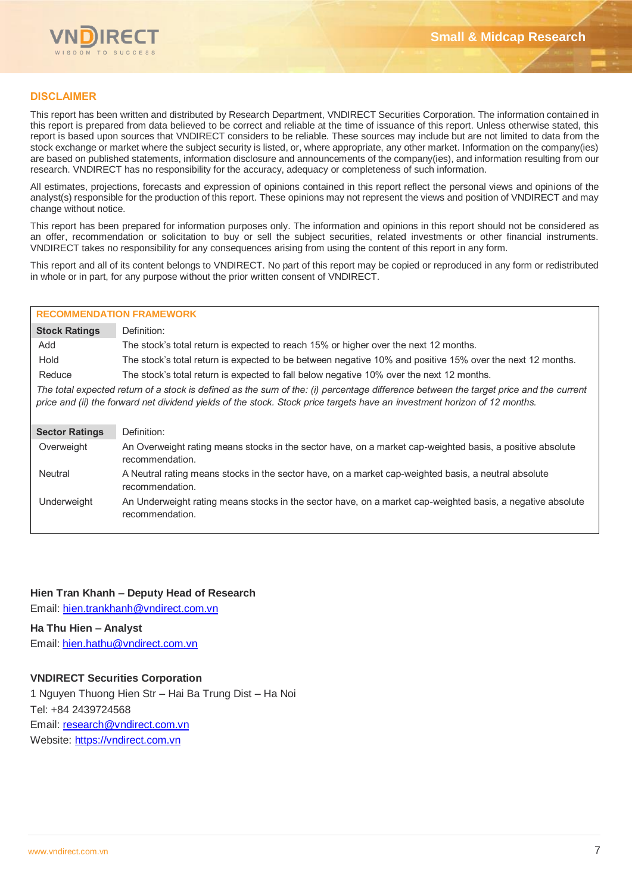## DISCLAIMER

This report has been written and distributed by Research Department, VNDIRECT Securities Corporation. The information contained in this report is prepared from data believed to be correct and reliable at the time of issuance of this report. Unless otherwise stated, this report is based upon sources that VNDIRECT considers to be reliable. These sources may include but are not limited to data from the stock exchange or market where the subject security is listed, or, where appropriate, any other market. Information on the company(ies) are based on published statements, information disclosure and announcements of the company(ies), and information resulting from our research. VNDIRECT has no responsibility for the accuracy, adequacy or completeness of such information.

All estimates, projections, forecasts and expression of opinions contained in this report reflect the personal views and opinions of the analyst(s) responsible for the production of this report. These opinions may not represent the views and position of VNDIRECT and may change without notice.

This report has been prepared for information purposes only. The information and opinions in this report should not be considered as an offer, recommendation or solicitation to buy or sell the subject securities, related investments or other financial instruments. VNDIRECT takes no responsibility for any consequences arising from using the content of this report in any form.

This report and all of its content belongs to VNDIRECT. No part of this report may be copied or reproduced in any form or redistributed in whole or in part, for any purpose without the prior written consent of VNDIRECT.

### RECOMMENDATION FRAMEWORK

| Stock Ratings | Definition: |
|---|---|
| Add | The stock's total return is expected to reach 15% or higher over the next 12 months. |
| Hold | The stock's total return is expected to be between negative 10% and positive 15% over the next 12 months. |
| Reduce | The stock's total return is expected to fall below negative 10% over the next 12 months. |

*The total expected return of a stock is defined as the sum of the: (i) percentage difference between the target price and the current price and (ii) the forward net dividend yields of the stock. Stock price targets have an investment horizon of 12 months.*

| Sector Ratings | Definition: |
|---|---|
| Overweight | An Overweight rating means stocks in the sector have, on a market cap-weighted basis, a positive absolute recommendation. |
| Neutral | A Neutral rating means stocks in the sector have, on a market cap-weighted basis, a neutral absolute recommendation. |
| Underweight | An Underweight rating means stocks in the sector have, on a market cap-weighted basis, a negative absolute recommendation. |

**Hien Tran Khanh – Deputy Head of Research**
Email: hien.trankhanh@vndirect.com.vn

**Ha Thu Hien – Analyst**
Email: hien.hathu@vndirect.com.vn

**VNDIRECT Securities Corporation**
1 Nguyen Thuong Hien Str – Hai Ba Trung Dist – Ha Noi
Tel: +84 2439724568
Email: research@vndirect.com.vn
Website: https://vndirect.com.vn